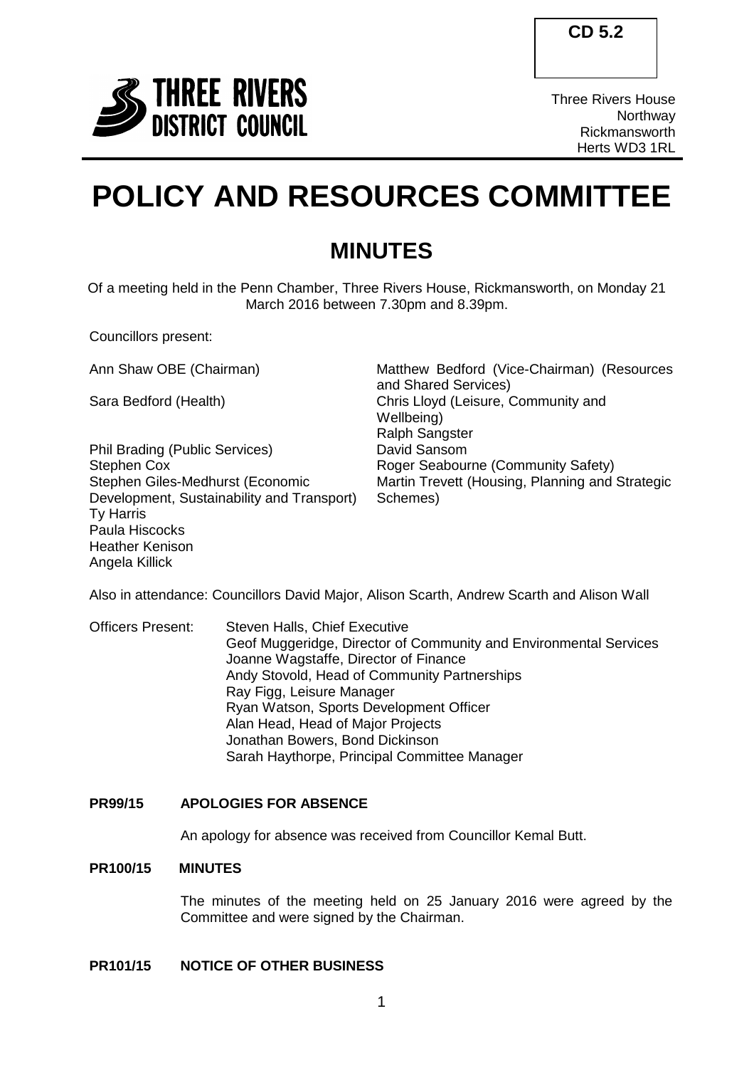CD 5.2

**THREE RIVERS DISTRICT COUNCIL**

Three Rivers House
Northway
Rickmansworth
Herts WD3 1RL

# POLICY AND RESOURCES COMMITTEE

## MINUTES

Of a meeting held in the Penn Chamber, Three Rivers House, Rickmansworth, on Monday 21 March 2016 between 7.30pm and 8.39pm.

Councillors present:

Ann Shaw OBE (Chairman)
Sara Bedford (Health)
Phil Brading (Public Services)
Stephen Cox
Stephen Giles-Medhurst (Economic Development, Sustainability and Transport)
Ty Harris
Paula Hiscocks
Heather Kenison
Angela Killick
Matthew Bedford (Vice-Chairman) (Resources and Shared Services)
Chris Lloyd (Leisure, Community and Wellbeing)
Ralph Sangster
David Sansom
Roger Seabourne (Community Safety)
Martin Trevett (Housing, Planning and Strategic Schemes)

Also in attendance: Councillors David Major, Alison Scarth, Andrew Scarth and Alison Wall

Officers Present:
Steven Halls, Chief Executive
Geof Muggeridge, Director of Community and Environmental Services
Joanne Wagstaffe, Director of Finance
Andy Stovold, Head of Community Partnerships
Ray Figg, Leisure Manager
Ryan Watson, Sports Development Officer
Alan Head, Head of Major Projects
Jonathan Bowers, Bond Dickinson
Sarah Haythorpe, Principal Committee Manager

**PR99/15 APOLOGIES FOR ABSENCE**

An apology for absence was received from Councillor Kemal Butt.

**PR100/15 MINUTES**

The minutes of the meeting held on 25 January 2016 were agreed by the Committee and were signed by the Chairman.

**PR101/15 NOTICE OF OTHER BUSINESS**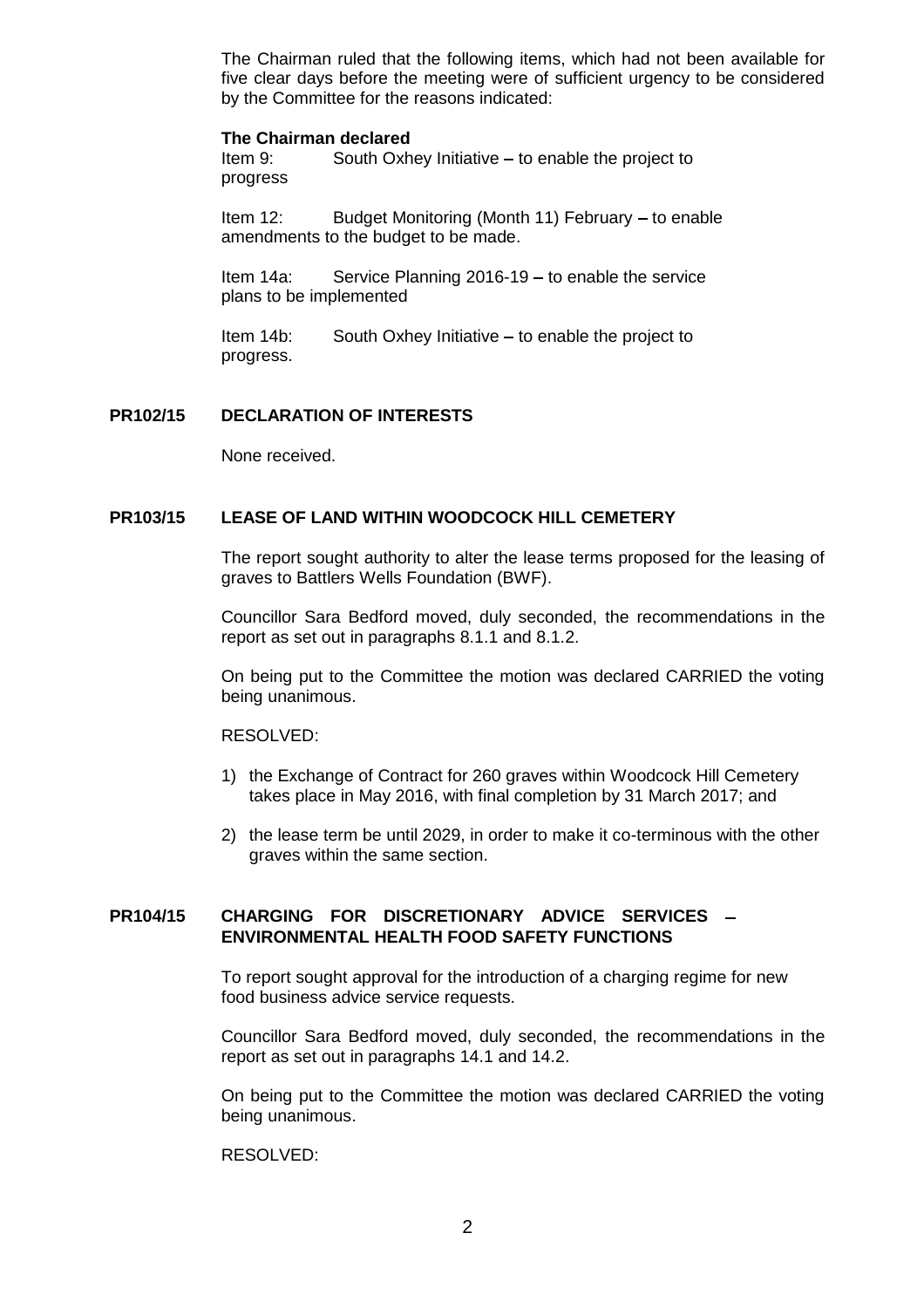The Chairman ruled that the following items, which had not been available for five clear days before the meeting were of sufficient urgency to be considered by the Committee for the reasons indicated:

**The Chairman declared**

Item 9: South Oxhey Initiative – to enable the project to progress

Item 12: Budget Monitoring (Month 11) February – to enable amendments to the budget to be made.

Item 14a: Service Planning 2016-19 – to enable the service plans to be implemented

Item 14b: South Oxhey Initiative – to enable the project to progress.

## PR102/15 DECLARATION OF INTERESTS

None received.

## PR103/15 LEASE OF LAND WITHIN WOODCOCK HILL CEMETERY

The report sought authority to alter the lease terms proposed for the leasing of graves to Battlers Wells Foundation (BWF).

Councillor Sara Bedford moved, duly seconded, the recommendations in the report as set out in paragraphs 8.1.1 and 8.1.2.

On being put to the Committee the motion was declared CARRIED the voting being unanimous.

RESOLVED:

1) the Exchange of Contract for 260 graves within Woodcock Hill Cemetery takes place in May 2016, with final completion by 31 March 2017; and
2) the lease term be until 2029, in order to make it co-terminous with the other graves within the same section.

## PR104/15 CHARGING FOR DISCRETIONARY ADVICE SERVICES – ENVIRONMENTAL HEALTH FOOD SAFETY FUNCTIONS

To report sought approval for the introduction of a charging regime for new food business advice service requests.

Councillor Sara Bedford moved, duly seconded, the recommendations in the report as set out in paragraphs 14.1 and 14.2.

On being put to the Committee the motion was declared CARRIED the voting being unanimous.

RESOLVED: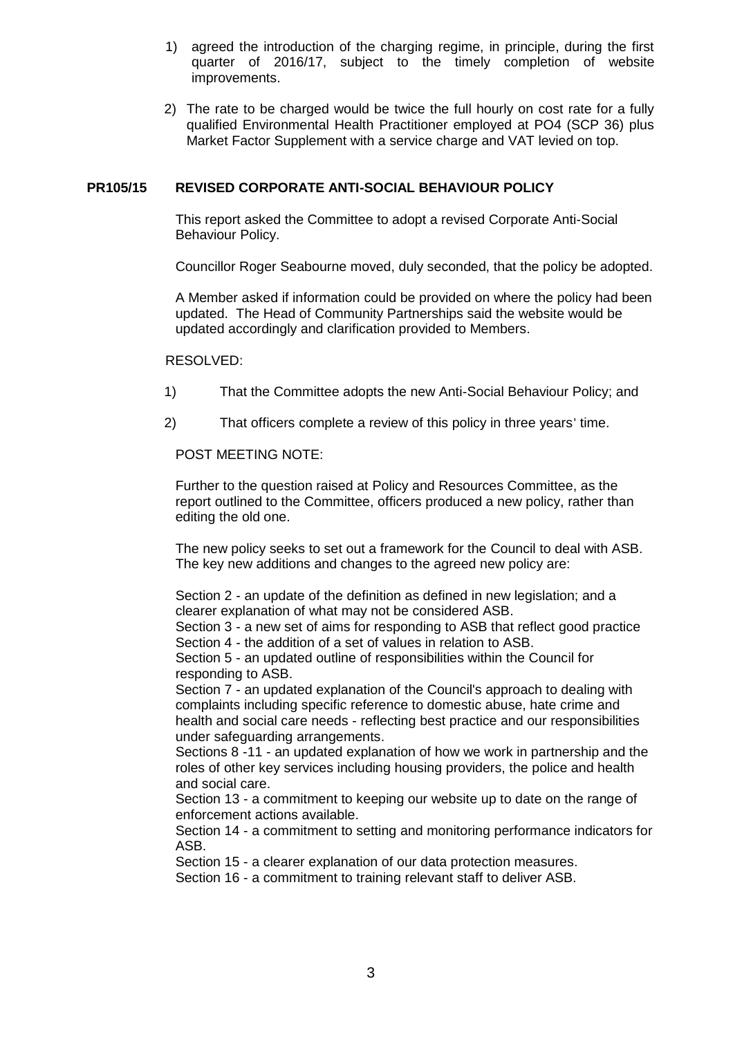1) agreed the introduction of the charging regime, in principle, during the first quarter of 2016/17, subject to the timely completion of website improvements.

2) The rate to be charged would be twice the full hourly on cost rate for a fully qualified Environmental Health Practitioner employed at PO4 (SCP 36) plus Market Factor Supplement with a service charge and VAT levied on top.

## PR105/15 REVISED CORPORATE ANTI-SOCIAL BEHAVIOUR POLICY

This report asked the Committee to adopt a revised Corporate Anti-Social Behaviour Policy.

Councillor Roger Seabourne moved, duly seconded, that the policy be adopted.

A Member asked if information could be provided on where the policy had been updated. The Head of Community Partnerships said the website would be updated accordingly and clarification provided to Members.

RESOLVED:

1) That the Committee adopts the new Anti-Social Behaviour Policy; and

2) That officers complete a review of this policy in three years' time.

POST MEETING NOTE:

Further to the question raised at Policy and Resources Committee, as the report outlined to the Committee, officers produced a new policy, rather than editing the old one.

The new policy seeks to set out a framework for the Council to deal with ASB. The key new additions and changes to the agreed new policy are:

Section 2 - an update of the definition as defined in new legislation; and a clearer explanation of what may not be considered ASB.
Section 3 - a new set of aims for responding to ASB that reflect good practice
Section 4 - the addition of a set of values in relation to ASB.
Section 5 - an updated outline of responsibilities within the Council for responding to ASB.
Section 7 - an updated explanation of the Council's approach to dealing with complaints including specific reference to domestic abuse, hate crime and health and social care needs - reflecting best practice and our responsibilities under safeguarding arrangements.
Sections 8 -11 - an updated explanation of how we work in partnership and the roles of other key services including housing providers, the police and health and social care.
Section 13 - a commitment to keeping our website up to date on the range of enforcement actions available.
Section 14 - a commitment to setting and monitoring performance indicators for ASB.
Section 15 - a clearer explanation of our data protection measures.
Section 16 - a commitment to training relevant staff to deliver ASB.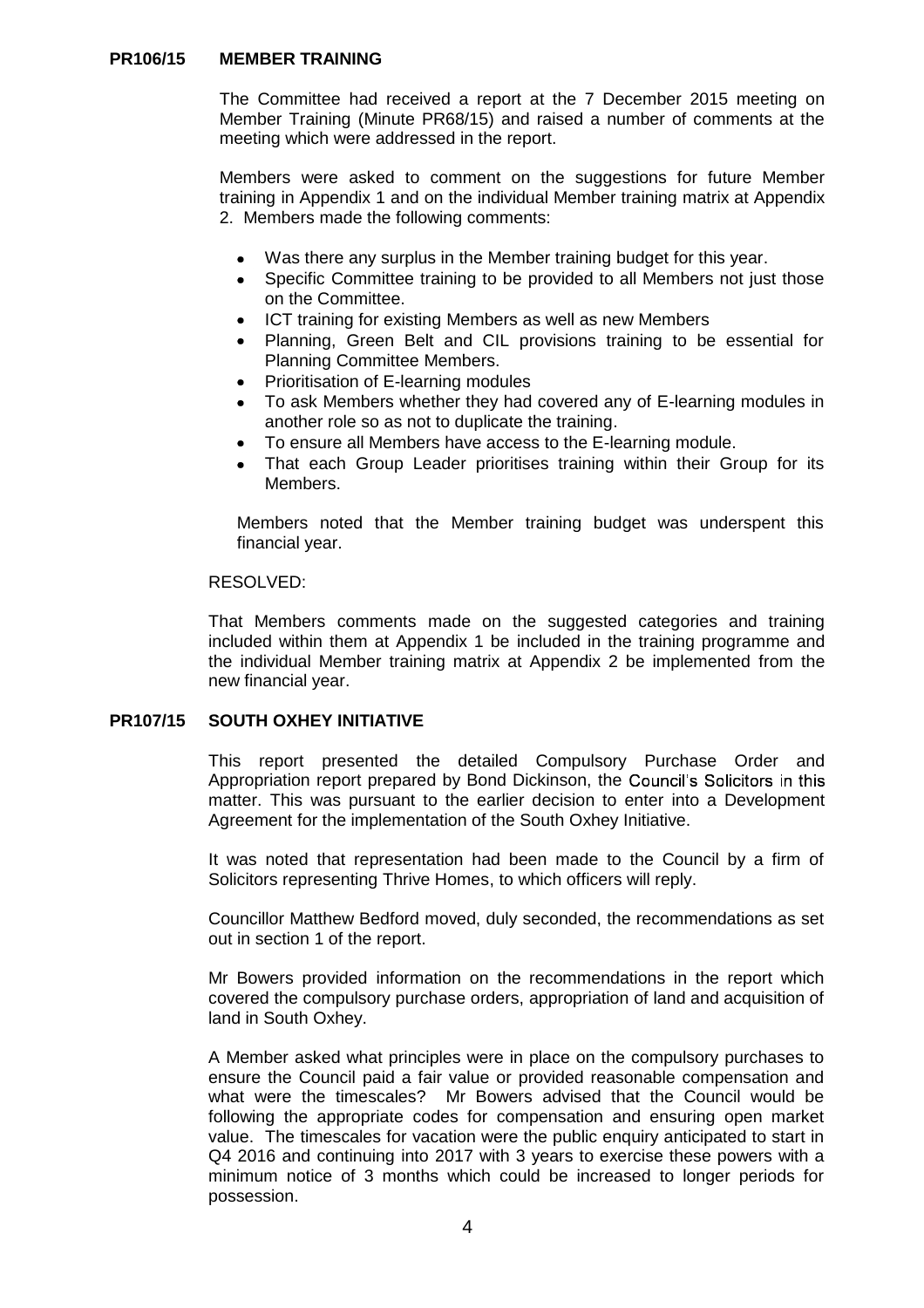## PR106/15 MEMBER TRAINING

The Committee had received a report at the 7 December 2015 meeting on Member Training (Minute PR68/15) and raised a number of comments at the meeting which were addressed in the report.

Members were asked to comment on the suggestions for future Member training in Appendix 1 and on the individual Member training matrix at Appendix 2. Members made the following comments:

- Was there any surplus in the Member training budget for this year.
- Specific Committee training to be provided to all Members not just those on the Committee.
- ICT training for existing Members as well as new Members
- Planning, Green Belt and CIL provisions training to be essential for Planning Committee Members.
- Prioritisation of E-learning modules
- To ask Members whether they had covered any of E-learning modules in another role so as not to duplicate the training.
- To ensure all Members have access to the E-learning module.
- That each Group Leader prioritises training within their Group for its Members.

Members noted that the Member training budget was underspent this financial year.

RESOLVED:

That Members comments made on the suggested categories and training included within them at Appendix 1 be included in the training programme and the individual Member training matrix at Appendix 2 be implemented from the new financial year.

## PR107/15 SOUTH OXHEY INITIATIVE

This report presented the detailed Compulsory Purchase Order and Appropriation report prepared by Bond Dickinson, the Council's Solicitors in this matter. This was pursuant to the earlier decision to enter into a Development Agreement for the implementation of the South Oxhey Initiative.

It was noted that representation had been made to the Council by a firm of Solicitors representing Thrive Homes, to which officers will reply.

Councillor Matthew Bedford moved, duly seconded, the recommendations as set out in section 1 of the report.

Mr Bowers provided information on the recommendations in the report which covered the compulsory purchase orders, appropriation of land and acquisition of land in South Oxhey.

A Member asked what principles were in place on the compulsory purchases to ensure the Council paid a fair value or provided reasonable compensation and what were the timescales? Mr Bowers advised that the Council would be following the appropriate codes for compensation and ensuring open market value. The timescales for vacation were the public enquiry anticipated to start in Q4 2016 and continuing into 2017 with 3 years to exercise these powers with a minimum notice of 3 months which could be increased to longer periods for possession.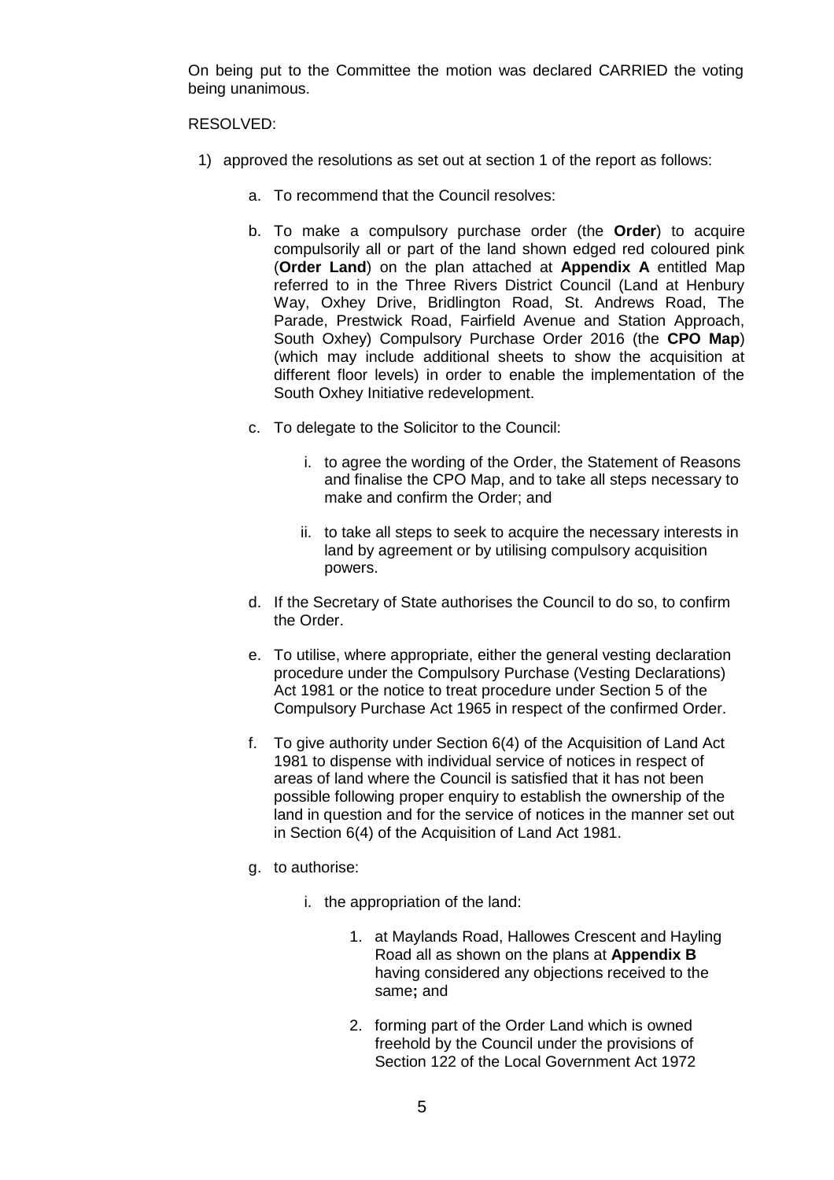On being put to the Committee the motion was declared CARRIED the voting being unanimous.

RESOLVED:

1) approved the resolutions as set out at section 1 of the report as follows:

   a. To recommend that the Council resolves:

   b. To make a compulsory purchase order (the **Order**) to acquire compulsorily all or part of the land shown edged red coloured pink (**Order Land**) on the plan attached at **Appendix A** entitled Map referred to in the Three Rivers District Council (Land at Henbury Way, Oxhey Drive, Bridlington Road, St. Andrews Road, The Parade, Prestwick Road, Fairfield Avenue and Station Approach, South Oxhey) Compulsory Purchase Order 2016 (the **CPO Map**) (which may include additional sheets to show the acquisition at different floor levels) in order to enable the implementation of the South Oxhey Initiative redevelopment.

   c. To delegate to the Solicitor to the Council:

      i. to agree the wording of the Order, the Statement of Reasons and finalise the CPO Map, and to take all steps necessary to make and confirm the Order; and

      ii. to take all steps to seek to acquire the necessary interests in land by agreement or by utilising compulsory acquisition powers.

   d. If the Secretary of State authorises the Council to do so, to confirm the Order.

   e. To utilise, where appropriate, either the general vesting declaration procedure under the Compulsory Purchase (Vesting Declarations) Act 1981 or the notice to treat procedure under Section 5 of the Compulsory Purchase Act 1965 in respect of the confirmed Order.

   f. To give authority under Section 6(4) of the Acquisition of Land Act 1981 to dispense with individual service of notices in respect of areas of land where the Council is satisfied that it has not been possible following proper enquiry to establish the ownership of the land in question and for the service of notices in the manner set out in Section 6(4) of the Acquisition of Land Act 1981.

   g. to authorise:

      i. the appropriation of the land:

         1. at Maylands Road, Hallowes Crescent and Hayling Road all as shown on the plans at **Appendix B** having considered any objections received to the same**;** and

         2. forming part of the Order Land which is owned freehold by the Council under the provisions of Section 122 of the Local Government Act 1972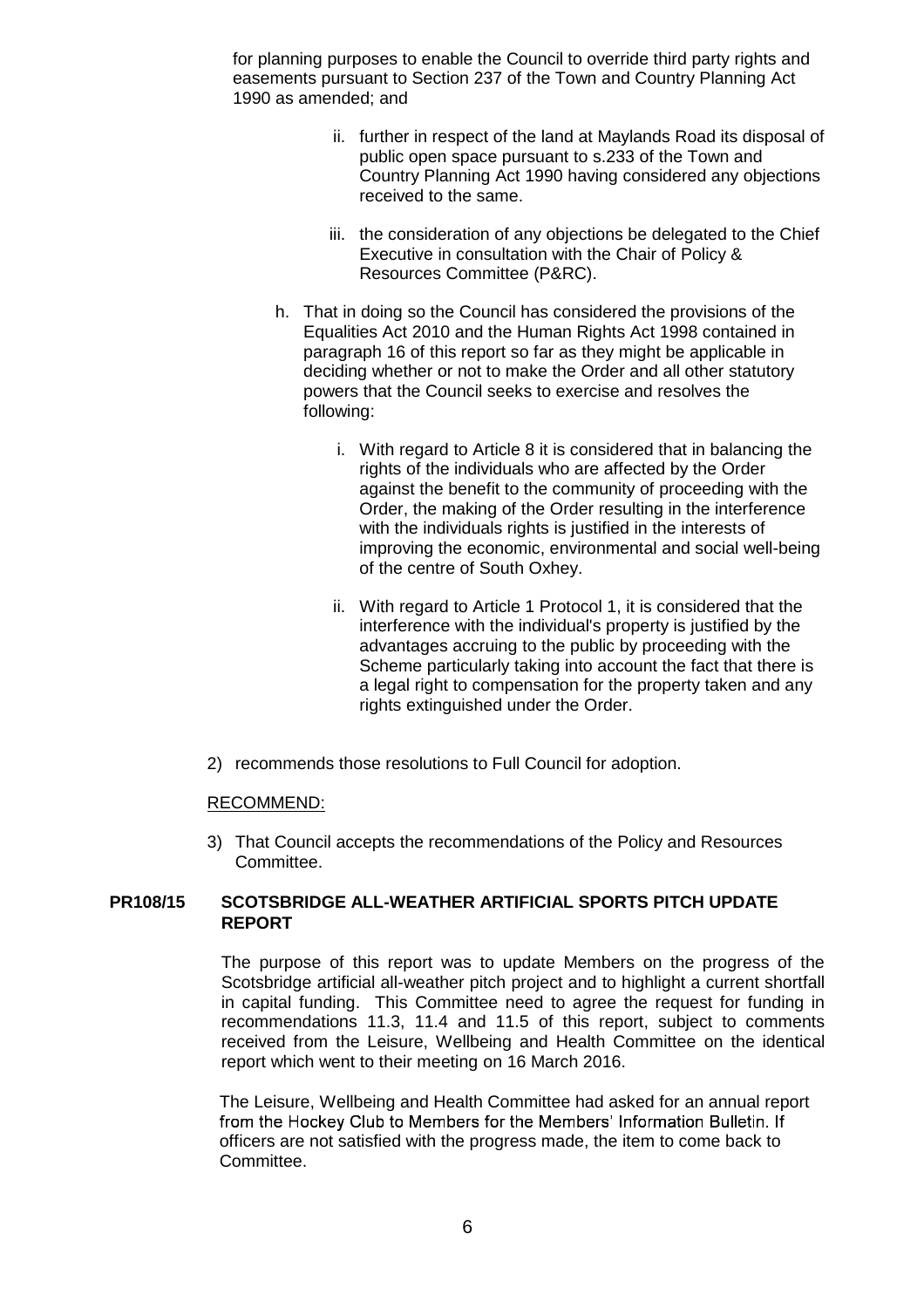for planning purposes to enable the Council to override third party rights and easements pursuant to Section 237 of the Town and Country Planning Act 1990 as amended; and

ii. further in respect of the land at Maylands Road its disposal of public open space pursuant to s.233 of the Town and Country Planning Act 1990 having considered any objections received to the same.

iii. the consideration of any objections be delegated to the Chief Executive in consultation with the Chair of Policy & Resources Committee (P&RC).

h. That in doing so the Council has considered the provisions of the Equalities Act 2010 and the Human Rights Act 1998 contained in paragraph 16 of this report so far as they might be applicable in deciding whether or not to make the Order and all other statutory powers that the Council seeks to exercise and resolves the following:

   i. With regard to Article 8 it is considered that in balancing the rights of the individuals who are affected by the Order against the benefit to the community of proceeding with the Order, the making of the Order resulting in the interference with the individuals rights is justified in the interests of improving the economic, environmental and social well-being of the centre of South Oxhey.

   ii. With regard to Article 1 Protocol 1, it is considered that the interference with the individual's property is justified by the advantages accruing to the public by proceeding with the Scheme particularly taking into account the fact that there is a legal right to compensation for the property taken and any rights extinguished under the Order.

2) recommends those resolutions to Full Council for adoption.

RECOMMEND:

3) That Council accepts the recommendations of the Policy and Resources Committee.

**PR108/15 SCOTSBRIDGE ALL-WEATHER ARTIFICIAL SPORTS PITCH UPDATE REPORT**

The purpose of this report was to update Members on the progress of the Scotsbridge artificial all-weather pitch project and to highlight a current shortfall in capital funding. This Committee need to agree the request for funding in recommendations 11.3, 11.4 and 11.5 of this report, subject to comments received from the Leisure, Wellbeing and Health Committee on the identical report which went to their meeting on 16 March 2016.

The Leisure, Wellbeing and Health Committee had asked for an annual report from the Hockey Club to Members for the Members' Information Bulletin. If officers are not satisfied with the progress made, the item to come back to Committee.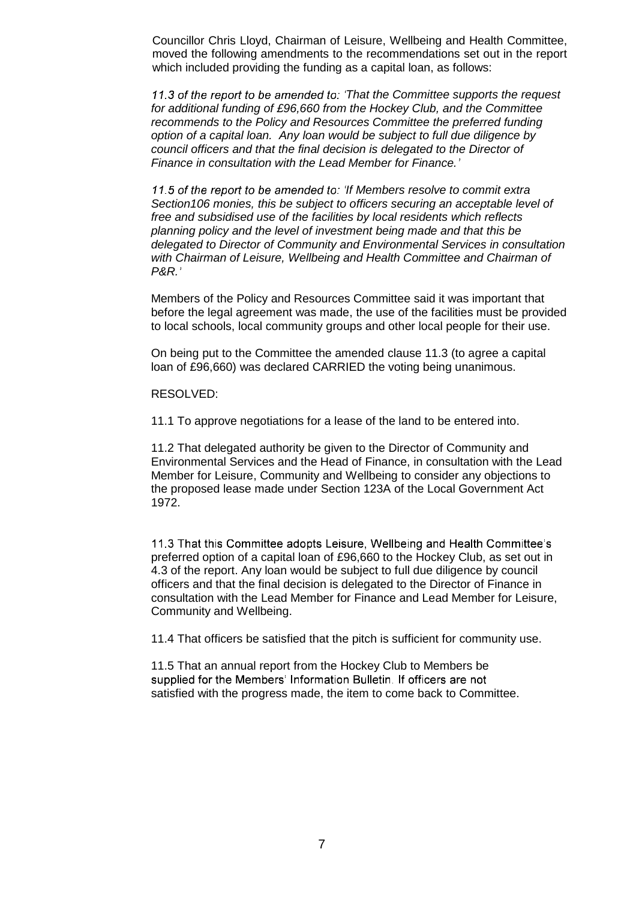Councillor Chris Lloyd, Chairman of Leisure, Wellbeing and Health Committee, moved the following amendments to the recommendations set out in the report which included providing the funding as a capital loan, as follows:

*11.3 of the report to be amended to: 'That the Committee supports the request for additional funding of £96,660 from the Hockey Club, and the Committee recommends to the Policy and Resources Committee the preferred funding option of a capital loan. Any loan would be subject to full due diligence by council officers and that the final decision is delegated to the Director of Finance in consultation with the Lead Member for Finance.'*

*11.5 of the report to be amended to: 'If Members resolve to commit extra Section106 monies, this be subject to officers securing an acceptable level of free and subsidised use of the facilities by local residents which reflects planning policy and the level of investment being made and that this be delegated to Director of Community and Environmental Services in consultation with Chairman of Leisure, Wellbeing and Health Committee and Chairman of P&R.'*

Members of the Policy and Resources Committee said it was important that before the legal agreement was made, the use of the facilities must be provided to local schools, local community groups and other local people for their use.

On being put to the Committee the amended clause 11.3 (to agree a capital loan of £96,660) was declared CARRIED the voting being unanimous.

RESOLVED:

11.1 To approve negotiations for a lease of the land to be entered into.

11.2 That delegated authority be given to the Director of Community and Environmental Services and the Head of Finance, in consultation with the Lead Member for Leisure, Community and Wellbeing to consider any objections to the proposed lease made under Section 123A of the Local Government Act 1972.

11.3 That this Committee adopts Leisure, Wellbeing and Health Committee's preferred option of a capital loan of £96,660 to the Hockey Club, as set out in 4.3 of the report. Any loan would be subject to full due diligence by council officers and that the final decision is delegated to the Director of Finance in consultation with the Lead Member for Finance and Lead Member for Leisure, Community and Wellbeing.

11.4 That officers be satisfied that the pitch is sufficient for community use.

11.5 That an annual report from the Hockey Club to Members be supplied for the Members' Information Bulletin. If officers are not satisfied with the progress made, the item to come back to Committee.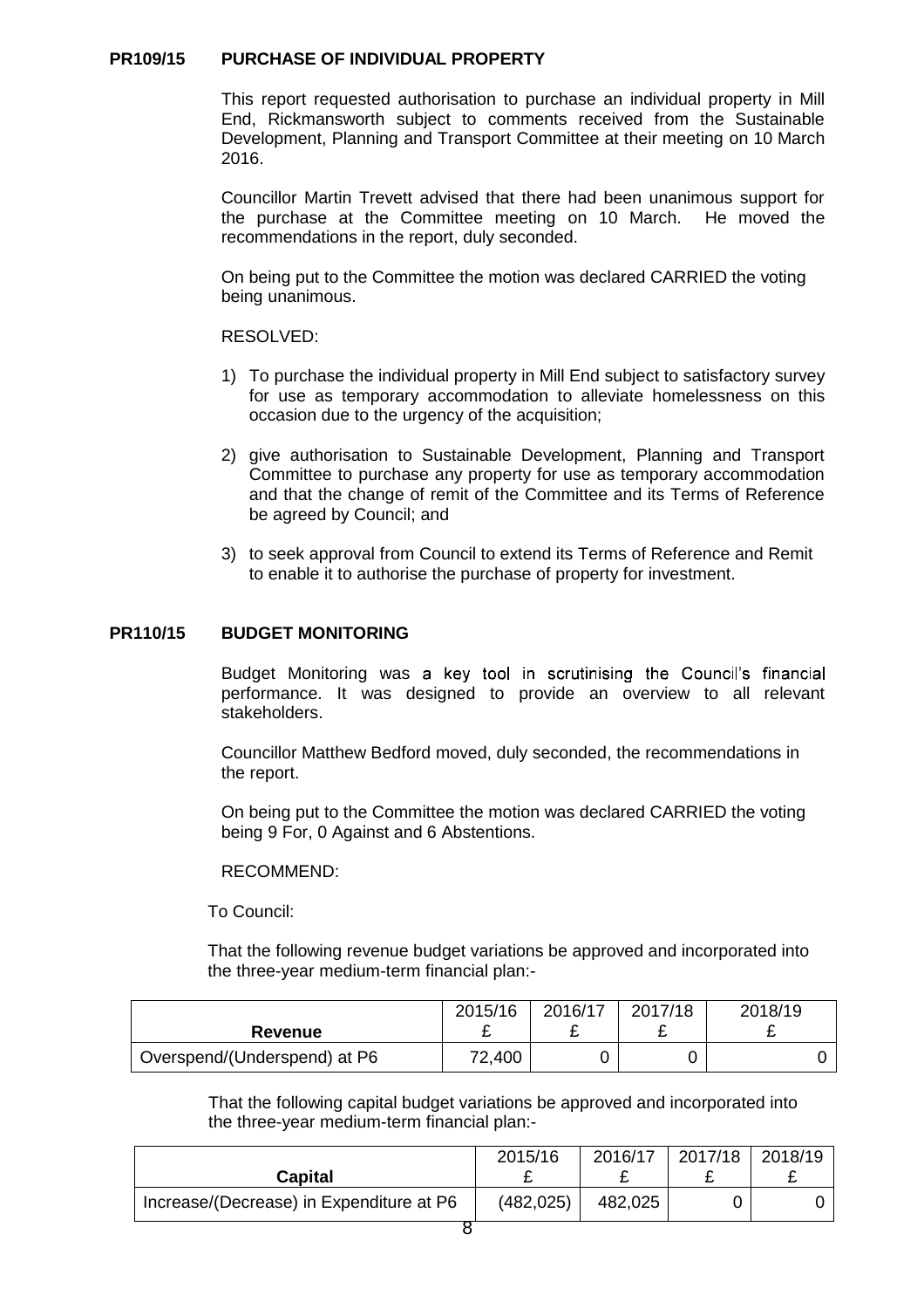## PR109/15 PURCHASE OF INDIVIDUAL PROPERTY

This report requested authorisation to purchase an individual property in Mill End, Rickmansworth subject to comments received from the Sustainable Development, Planning and Transport Committee at their meeting on 10 March 2016.

Councillor Martin Trevett advised that there had been unanimous support for the purchase at the Committee meeting on 10 March. He moved the recommendations in the report, duly seconded.

On being put to the Committee the motion was declared CARRIED the voting being unanimous.

RESOLVED:

1) To purchase the individual property in Mill End subject to satisfactory survey for use as temporary accommodation to alleviate homelessness on this occasion due to the urgency of the acquisition;

2) give authorisation to Sustainable Development, Planning and Transport Committee to purchase any property for use as temporary accommodation and that the change of remit of the Committee and its Terms of Reference be agreed by Council; and

3) to seek approval from Council to extend its Terms of Reference and Remit to enable it to authorise the purchase of property for investment.

## PR110/15 BUDGET MONITORING

Budget Monitoring was a key tool in scrutinising the Council's financial performance. It was designed to provide an overview to all relevant stakeholders.

Councillor Matthew Bedford moved, duly seconded, the recommendations in the report.

On being put to the Committee the motion was declared CARRIED the voting being 9 For, 0 Against and 6 Abstentions.

RECOMMEND:

To Council:

That the following revenue budget variations be approved and incorporated into the three-year medium-term financial plan:-

| Revenue | 2015/16 £ | 2016/17 £ | 2017/18 £ | 2018/19 £ |
|---|---|---|---|---|
| Overspend/(Underspend) at P6 | 72,400 | 0 | 0 | 0 |

That the following capital budget variations be approved and incorporated into the three-year medium-term financial plan:-

| Capital | 2015/16 £ | 2016/17 £ | 2017/18 £ | 2018/19 £ |
|---|---|---|---|---|
| Increase/(Decrease) in Expenditure at P6 | (482,025) | 482,025 | 0 | 0 |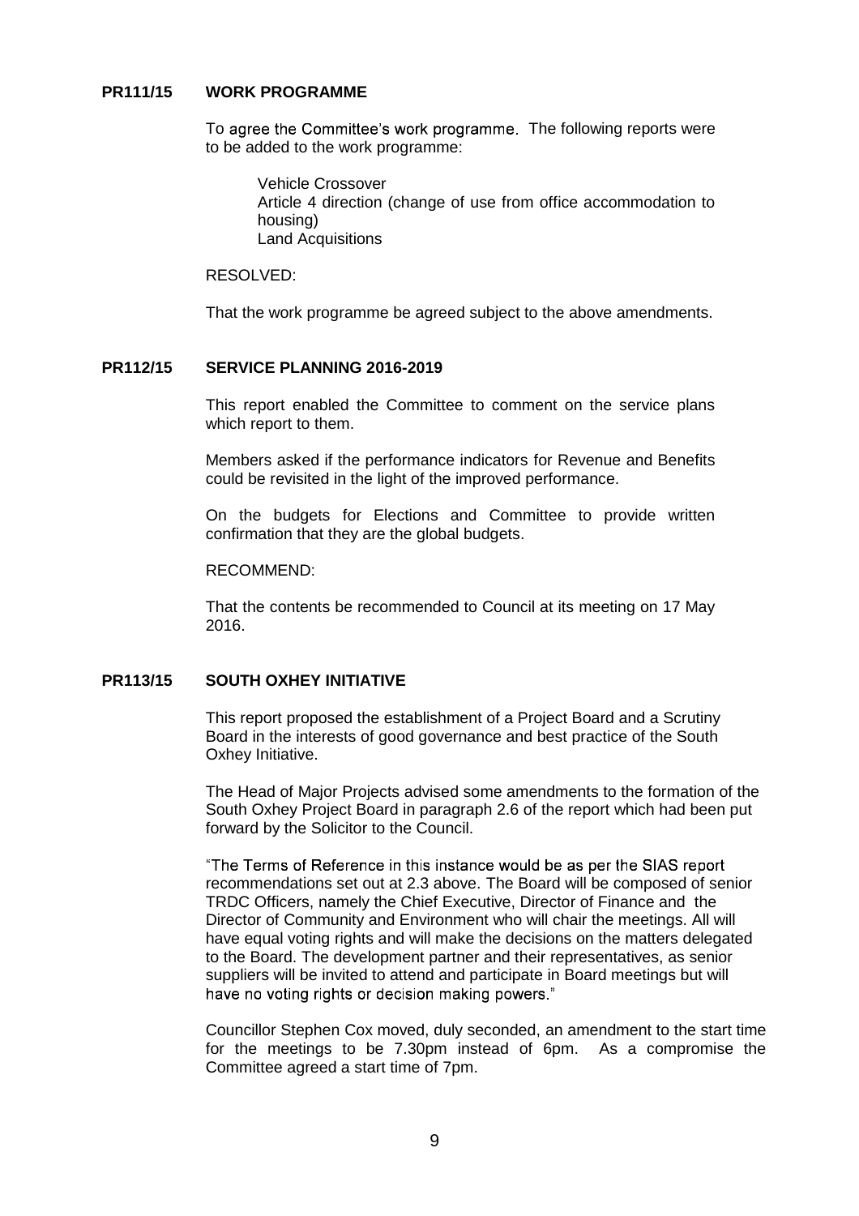**PR111/15 WORK PROGRAMME**

To agree the Committee's work programme. The following reports were to be added to the work programme:

Vehicle Crossover
Article 4 direction (change of use from office accommodation to housing)
Land Acquisitions

RESOLVED:

That the work programme be agreed subject to the above amendments.

**PR112/15 SERVICE PLANNING 2016-2019**

This report enabled the Committee to comment on the service plans which report to them.

Members asked if the performance indicators for Revenue and Benefits could be revisited in the light of the improved performance.

On the budgets for Elections and Committee to provide written confirmation that they are the global budgets.

RECOMMEND:

That the contents be recommended to Council at its meeting on 17 May 2016.

**PR113/15 SOUTH OXHEY INITIATIVE**

This report proposed the establishment of a Project Board and a Scrutiny Board in the interests of good governance and best practice of the South Oxhey Initiative.

The Head of Major Projects advised some amendments to the formation of the South Oxhey Project Board in paragraph 2.6 of the report which had been put forward by the Solicitor to the Council.

"The Terms of Reference in this instance would be as per the SIAS report recommendations set out at 2.3 above. The Board will be composed of senior TRDC Officers, namely the Chief Executive, Director of Finance and the Director of Community and Environment who will chair the meetings. All will have equal voting rights and will make the decisions on the matters delegated to the Board. The development partner and their representatives, as senior suppliers will be invited to attend and participate in Board meetings but will have no voting rights or decision making powers."

Councillor Stephen Cox moved, duly seconded, an amendment to the start time for the meetings to be 7.30pm instead of 6pm. As a compromise the Committee agreed a start time of 7pm.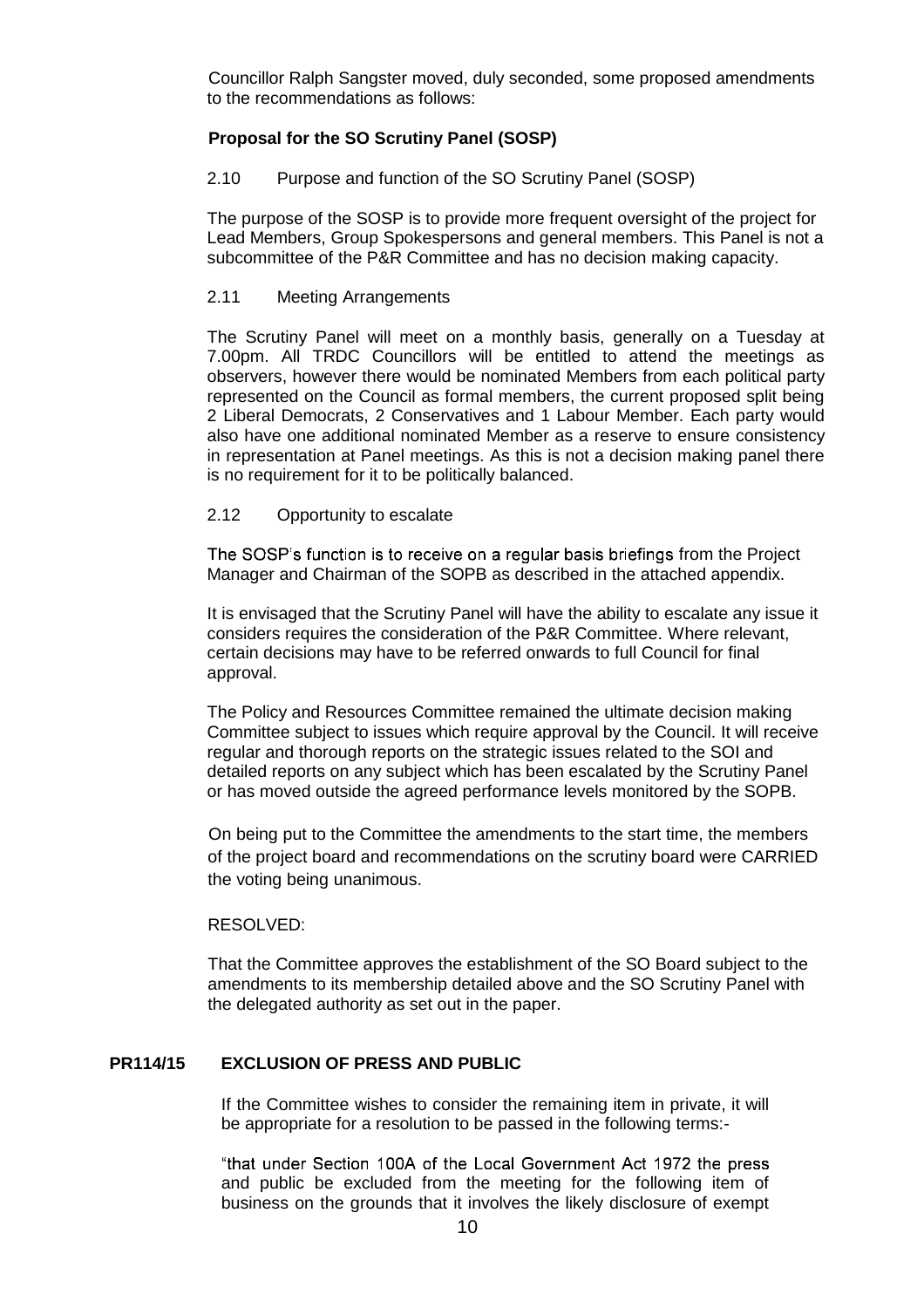Councillor Ralph Sangster moved, duly seconded, some proposed amendments to the recommendations as follows:

**Proposal for the SO Scrutiny Panel (SOSP)**

2.10 Purpose and function of the SO Scrutiny Panel (SOSP)

The purpose of the SOSP is to provide more frequent oversight of the project for Lead Members, Group Spokespersons and general members. This Panel is not a subcommittee of the P&R Committee and has no decision making capacity.

2.11 Meeting Arrangements

The Scrutiny Panel will meet on a monthly basis, generally on a Tuesday at 7.00pm. All TRDC Councillors will be entitled to attend the meetings as observers, however there would be nominated Members from each political party represented on the Council as formal members, the current proposed split being 2 Liberal Democrats, 2 Conservatives and 1 Labour Member. Each party would also have one additional nominated Member as a reserve to ensure consistency in representation at Panel meetings. As this is not a decision making panel there is no requirement for it to be politically balanced.

2.12 Opportunity to escalate

The SOSP's function is to receive on a regular basis briefings from the Project Manager and Chairman of the SOPB as described in the attached appendix.

It is envisaged that the Scrutiny Panel will have the ability to escalate any issue it considers requires the consideration of the P&R Committee. Where relevant, certain decisions may have to be referred onwards to full Council for final approval.

The Policy and Resources Committee remained the ultimate decision making Committee subject to issues which require approval by the Council. It will receive regular and thorough reports on the strategic issues related to the SOI and detailed reports on any subject which has been escalated by the Scrutiny Panel or has moved outside the agreed performance levels monitored by the SOPB.

On being put to the Committee the amendments to the start time, the members of the project board and recommendations on the scrutiny board were CARRIED the voting being unanimous.

RESOLVED:

That the Committee approves the establishment of the SO Board subject to the amendments to its membership detailed above and the SO Scrutiny Panel with the delegated authority as set out in the paper.

## PR114/15 EXCLUSION OF PRESS AND PUBLIC

If the Committee wishes to consider the remaining item in private, it will be appropriate for a resolution to be passed in the following terms:-

"that under Section 100A of the Local Government Act 1972 the press and public be excluded from the meeting for the following item of business on the grounds that it involves the likely disclosure of exempt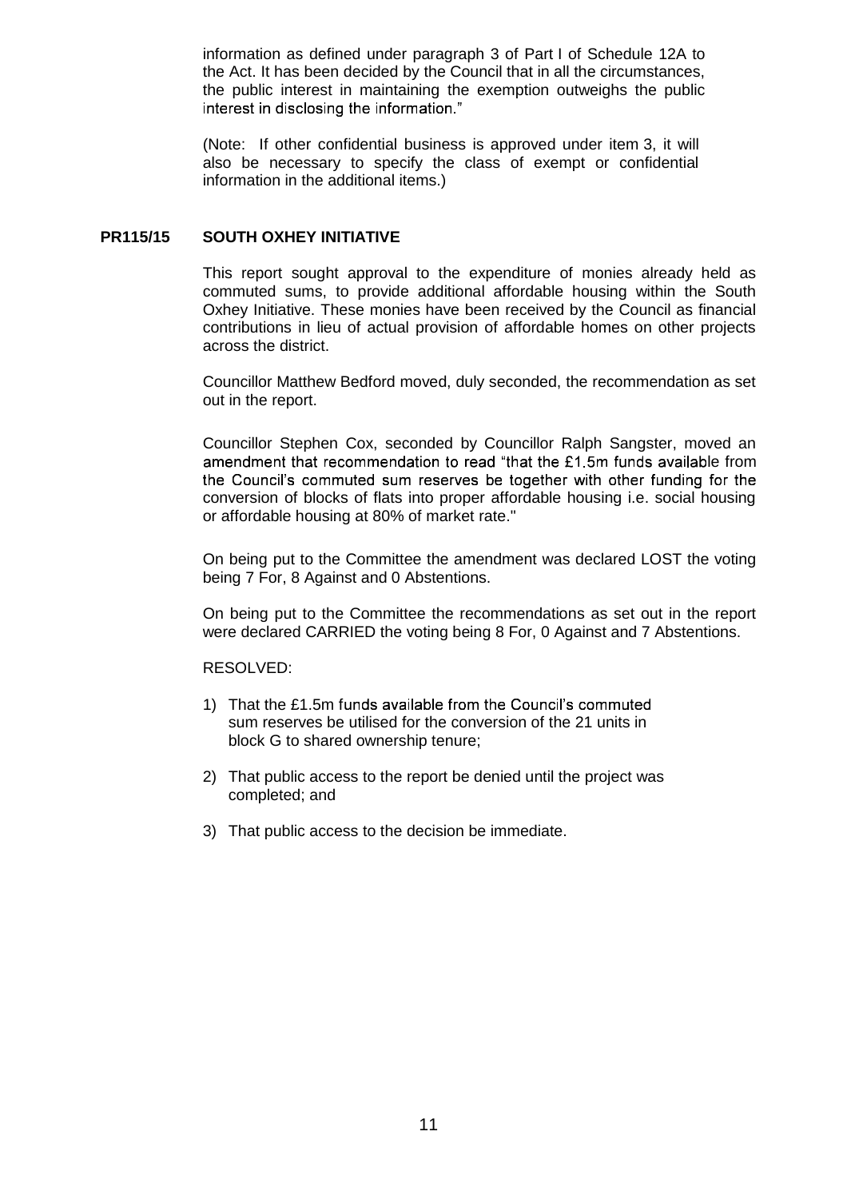information as defined under paragraph 3 of Part I of Schedule 12A to the Act. It has been decided by the Council that in all the circumstances, the public interest in maintaining the exemption outweighs the public interest in disclosing the information."

(Note: If other confidential business is approved under item 3, it will also be necessary to specify the class of exempt or confidential information in the additional items.)

**PR115/15 SOUTH OXHEY INITIATIVE**

This report sought approval to the expenditure of monies already held as commuted sums, to provide additional affordable housing within the South Oxhey Initiative. These monies have been received by the Council as financial contributions in lieu of actual provision of affordable homes on other projects across the district.

Councillor Matthew Bedford moved, duly seconded, the recommendation as set out in the report.

Councillor Stephen Cox, seconded by Councillor Ralph Sangster, moved an amendment that recommendation to read "that the £1.5m funds available from the Council's commuted sum reserves be together with other funding for the conversion of blocks of flats into proper affordable housing i.e. social housing or affordable housing at 80% of market rate."

On being put to the Committee the amendment was declared LOST the voting being 7 For, 8 Against and 0 Abstentions.

On being put to the Committee the recommendations as set out in the report were declared CARRIED the voting being 8 For, 0 Against and 7 Abstentions.

RESOLVED:

1) That the £1.5m funds available from the Council's commuted sum reserves be utilised for the conversion of the 21 units in block G to shared ownership tenure;

2) That public access to the report be denied until the project was completed; and

3) That public access to the decision be immediate.